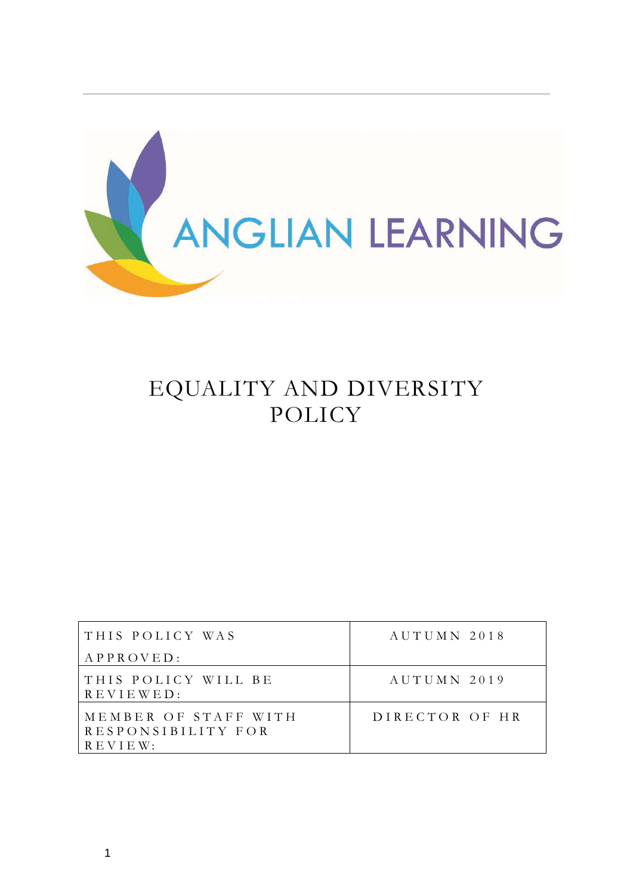ANGLIAN LEARNING

# EQUALITY AND DIVERSITY POLICY

| THIS POLICY WAS APPROVED: | AUTUMN 2018 |
| --- | --- |
| THIS POLICY WILL BE REVIEWED: | AUTUMN 2019 |
| MEMBER OF STAFF WITH RESPONSIBILITY FOR REVIEW: | DIRECTOR OF HR |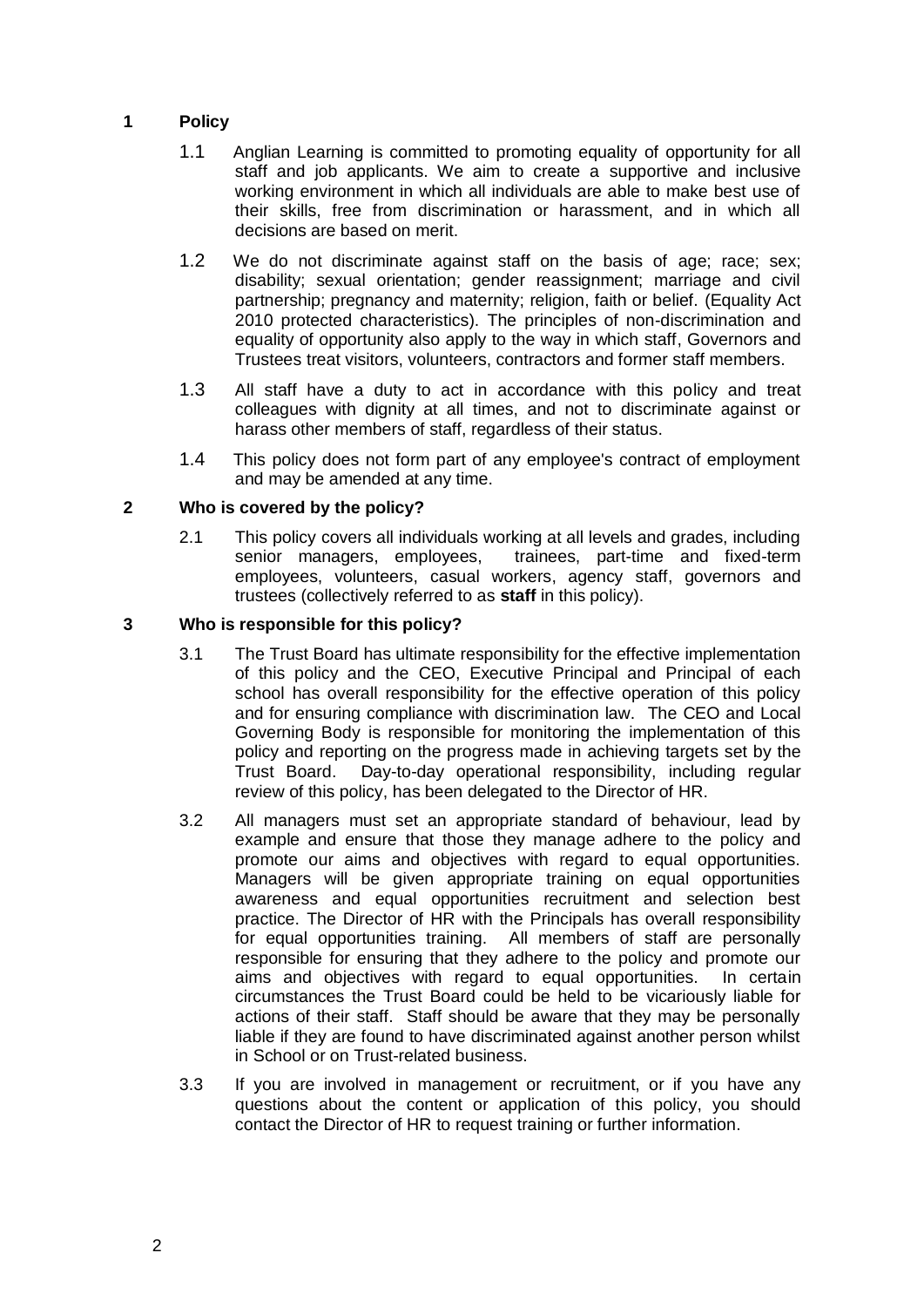## 1 Policy

1.1 Anglian Learning is committed to promoting equality of opportunity for all staff and job applicants. We aim to create a supportive and inclusive working environment in which all individuals are able to make best use of their skills, free from discrimination or harassment, and in which all decisions are based on merit.

1.2 We do not discriminate against staff on the basis of age; race; sex; disability; sexual orientation; gender reassignment; marriage and civil partnership; pregnancy and maternity; religion, faith or belief. (Equality Act 2010 protected characteristics). The principles of non-discrimination and equality of opportunity also apply to the way in which staff, Governors and Trustees treat visitors, volunteers, contractors and former staff members.

1.3 All staff have a duty to act in accordance with this policy and treat colleagues with dignity at all times, and not to discriminate against or harass other members of staff, regardless of their status.

1.4 This policy does not form part of any employee's contract of employment and may be amended at any time.

## 2 Who is covered by the policy?

2.1 This policy covers all individuals working at all levels and grades, including senior managers, employees, trainees, part-time and fixed-term employees, volunteers, casual workers, agency staff, governors and trustees (collectively referred to as **staff** in this policy).

## 3 Who is responsible for this policy?

3.1 The Trust Board has ultimate responsibility for the effective implementation of this policy and the CEO, Executive Principal and Principal of each school has overall responsibility for the effective operation of this policy and for ensuring compliance with discrimination law. The CEO and Local Governing Body is responsible for monitoring the implementation of this policy and reporting on the progress made in achieving targets set by the Trust Board. Day-to-day operational responsibility, including regular review of this policy, has been delegated to the Director of HR.

3.2 All managers must set an appropriate standard of behaviour, lead by example and ensure that those they manage adhere to the policy and promote our aims and objectives with regard to equal opportunities. Managers will be given appropriate training on equal opportunities awareness and equal opportunities recruitment and selection best practice. The Director of HR with the Principals has overall responsibility for equal opportunities training. All members of staff are personally responsible for ensuring that they adhere to the policy and promote our aims and objectives with regard to equal opportunities. In certain circumstances the Trust Board could be held to be vicariously liable for actions of their staff. Staff should be aware that they may be personally liable if they are found to have discriminated against another person whilst in School or on Trust-related business.

3.3 If you are involved in management or recruitment, or if you have any questions about the content or application of this policy, you should contact the Director of HR to request training or further information.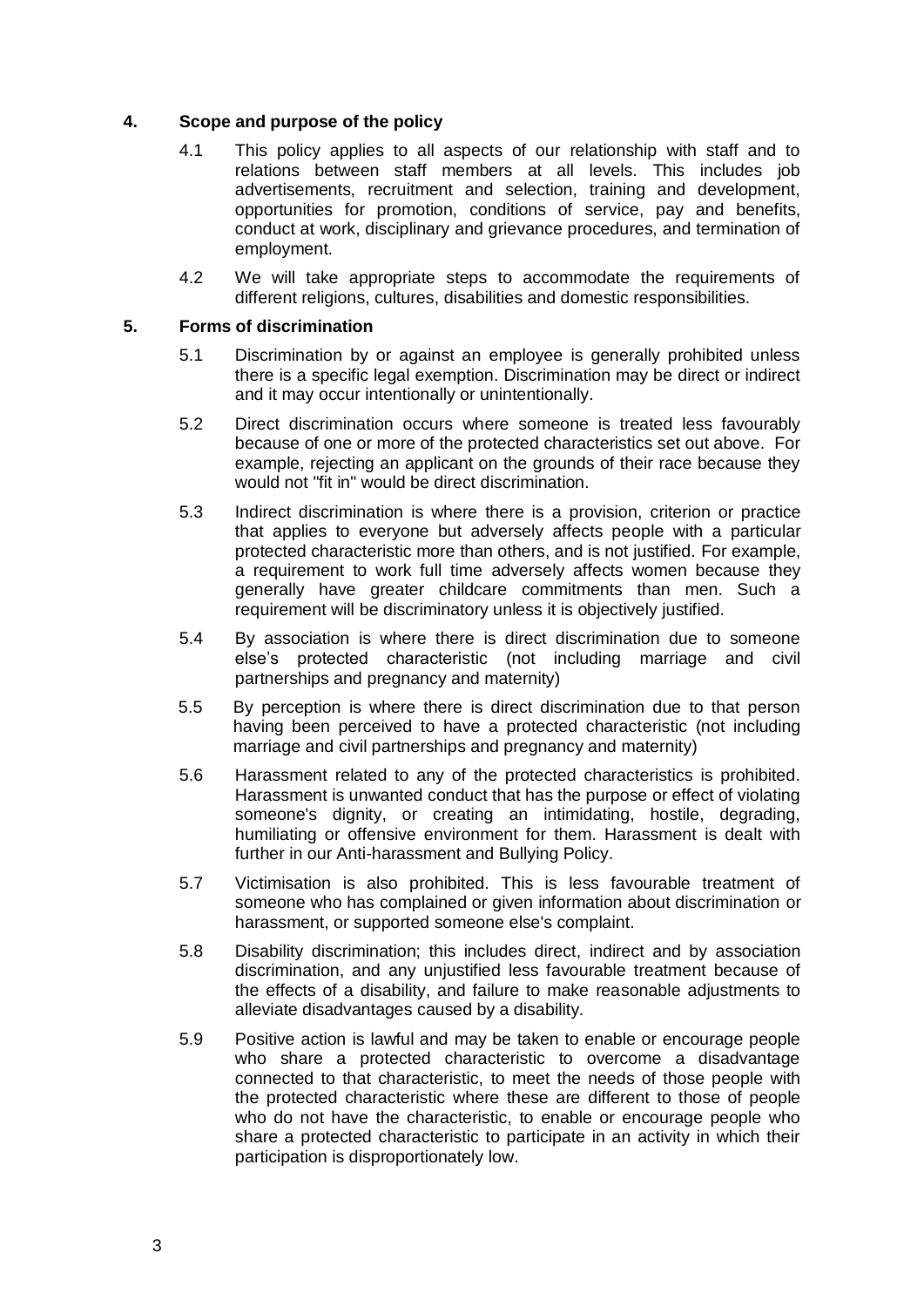## 4. Scope and purpose of the policy

4.1 This policy applies to all aspects of our relationship with staff and to relations between staff members at all levels. This includes job advertisements, recruitment and selection, training and development, opportunities for promotion, conditions of service, pay and benefits, conduct at work, disciplinary and grievance procedures, and termination of employment.

4.2 We will take appropriate steps to accommodate the requirements of different religions, cultures, disabilities and domestic responsibilities.

## 5. Forms of discrimination

5.1 Discrimination by or against an employee is generally prohibited unless there is a specific legal exemption. Discrimination may be direct or indirect and it may occur intentionally or unintentionally.

5.2 Direct discrimination occurs where someone is treated less favourably because of one or more of the protected characteristics set out above. For example, rejecting an applicant on the grounds of their race because they would not "fit in" would be direct discrimination.

5.3 Indirect discrimination is where there is a provision, criterion or practice that applies to everyone but adversely affects people with a particular protected characteristic more than others, and is not justified. For example, a requirement to work full time adversely affects women because they generally have greater childcare commitments than men. Such a requirement will be discriminatory unless it is objectively justified.

5.4 By association is where there is direct discrimination due to someone else's protected characteristic (not including marriage and civil partnerships and pregnancy and maternity)

5.5 By perception is where there is direct discrimination due to that person having been perceived to have a protected characteristic (not including marriage and civil partnerships and pregnancy and maternity)

5.6 Harassment related to any of the protected characteristics is prohibited. Harassment is unwanted conduct that has the purpose or effect of violating someone's dignity, or creating an intimidating, hostile, degrading, humiliating or offensive environment for them. Harassment is dealt with further in our Anti-harassment and Bullying Policy.

5.7 Victimisation is also prohibited. This is less favourable treatment of someone who has complained or given information about discrimination or harassment, or supported someone else's complaint.

5.8 Disability discrimination; this includes direct, indirect and by association discrimination, and any unjustified less favourable treatment because of the effects of a disability, and failure to make reasonable adjustments to alleviate disadvantages caused by a disability.

5.9 Positive action is lawful and may be taken to enable or encourage people who share a protected characteristic to overcome a disadvantage connected to that characteristic, to meet the needs of those people with the protected characteristic where these are different to those of people who do not have the characteristic, to enable or encourage people who share a protected characteristic to participate in an activity in which their participation is disproportionately low.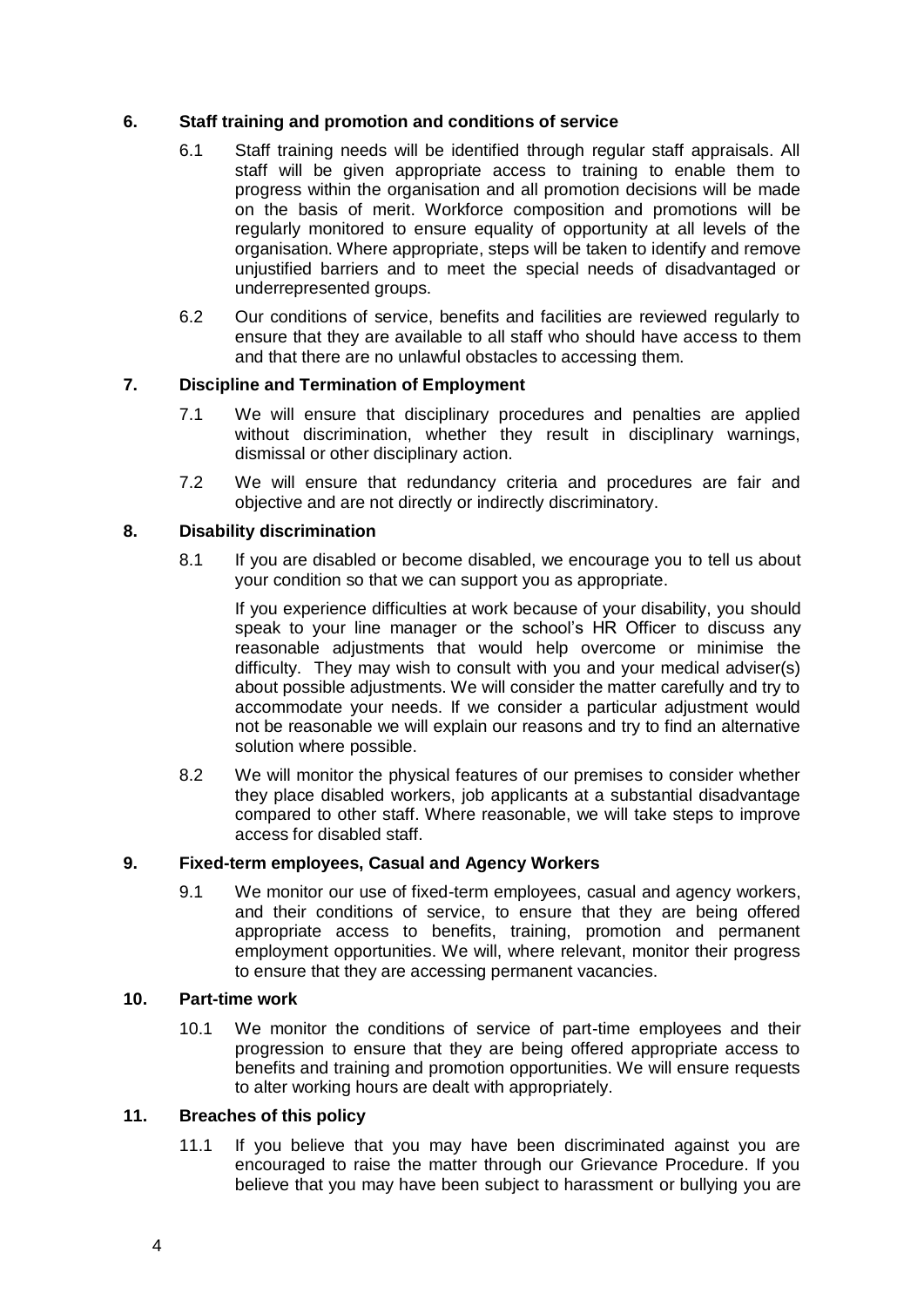## 6. Staff training and promotion and conditions of service

6.1 Staff training needs will be identified through regular staff appraisals. All staff will be given appropriate access to training to enable them to progress within the organisation and all promotion decisions will be made on the basis of merit. Workforce composition and promotions will be regularly monitored to ensure equality of opportunity at all levels of the organisation. Where appropriate, steps will be taken to identify and remove unjustified barriers and to meet the special needs of disadvantaged or underrepresented groups.

6.2 Our conditions of service, benefits and facilities are reviewed regularly to ensure that they are available to all staff who should have access to them and that there are no unlawful obstacles to accessing them.

## 7. Discipline and Termination of Employment

7.1 We will ensure that disciplinary procedures and penalties are applied without discrimination, whether they result in disciplinary warnings, dismissal or other disciplinary action.

7.2 We will ensure that redundancy criteria and procedures are fair and objective and are not directly or indirectly discriminatory.

## 8. Disability discrimination

8.1 If you are disabled or become disabled, we encourage you to tell us about your condition so that we can support you as appropriate.

If you experience difficulties at work because of your disability, you should speak to your line manager or the school's HR Officer to discuss any reasonable adjustments that would help overcome or minimise the difficulty. They may wish to consult with you and your medical adviser(s) about possible adjustments. We will consider the matter carefully and try to accommodate your needs. If we consider a particular adjustment would not be reasonable we will explain our reasons and try to find an alternative solution where possible.

8.2 We will monitor the physical features of our premises to consider whether they place disabled workers, job applicants at a substantial disadvantage compared to other staff. Where reasonable, we will take steps to improve access for disabled staff.

## 9. Fixed-term employees, Casual and Agency Workers

9.1 We monitor our use of fixed-term employees, casual and agency workers, and their conditions of service, to ensure that they are being offered appropriate access to benefits, training, promotion and permanent employment opportunities. We will, where relevant, monitor their progress to ensure that they are accessing permanent vacancies.

## 10. Part-time work

10.1 We monitor the conditions of service of part-time employees and their progression to ensure that they are being offered appropriate access to benefits and training and promotion opportunities. We will ensure requests to alter working hours are dealt with appropriately.

## 11. Breaches of this policy

11.1 If you believe that you may have been discriminated against you are encouraged to raise the matter through our Grievance Procedure. If you believe that you may have been subject to harassment or bullying you are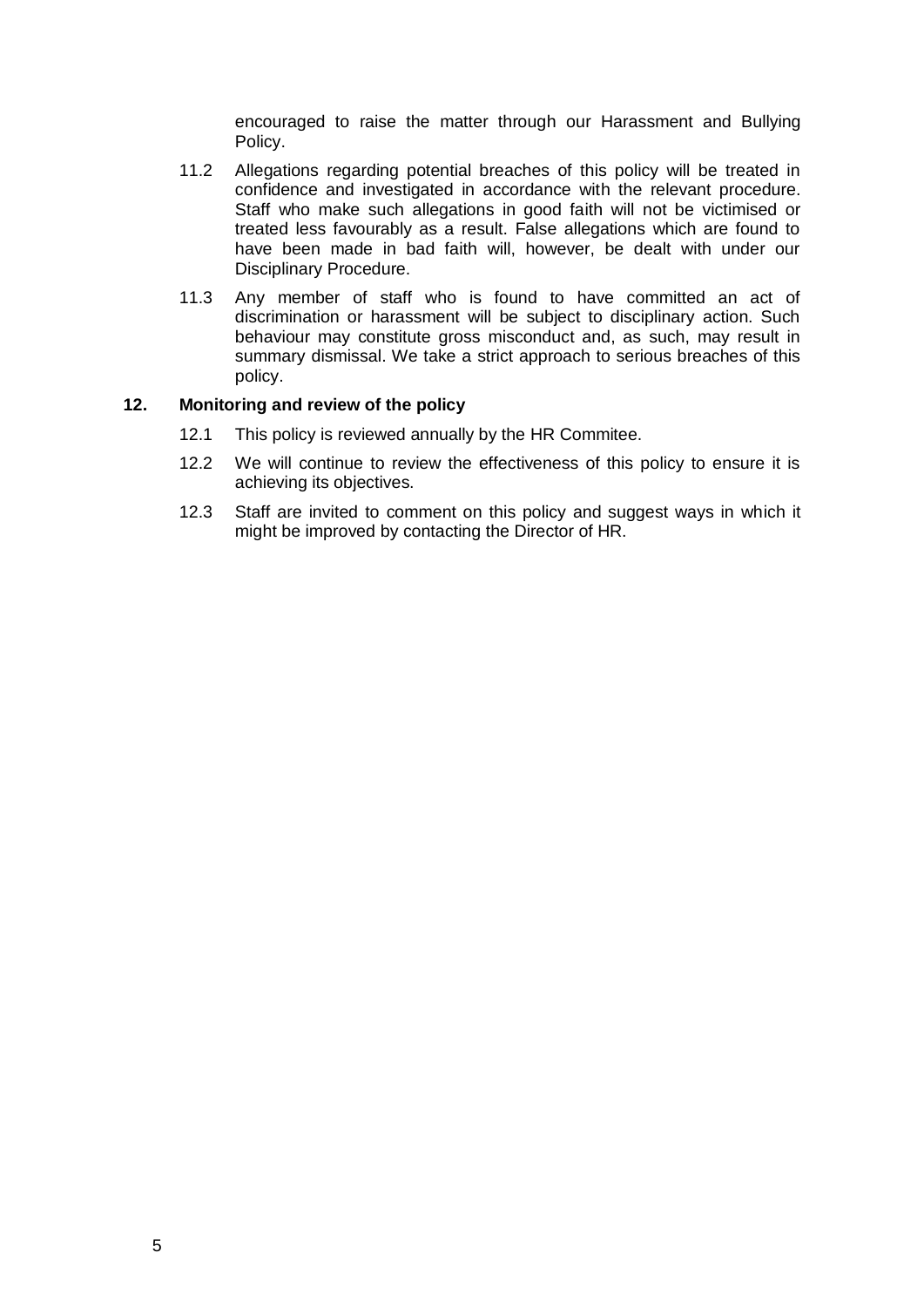encouraged to raise the matter through our Harassment and Bullying Policy.

11.2 Allegations regarding potential breaches of this policy will be treated in confidence and investigated in accordance with the relevant procedure. Staff who make such allegations in good faith will not be victimised or treated less favourably as a result. False allegations which are found to have been made in bad faith will, however, be dealt with under our Disciplinary Procedure.

11.3 Any member of staff who is found to have committed an act of discrimination or harassment will be subject to disciplinary action. Such behaviour may constitute gross misconduct and, as such, may result in summary dismissal. We take a strict approach to serious breaches of this policy.

## 12. Monitoring and review of the policy

12.1 This policy is reviewed annually by the HR Commitee.

12.2 We will continue to review the effectiveness of this policy to ensure it is achieving its objectives.

12.3 Staff are invited to comment on this policy and suggest ways in which it might be improved by contacting the Director of HR.